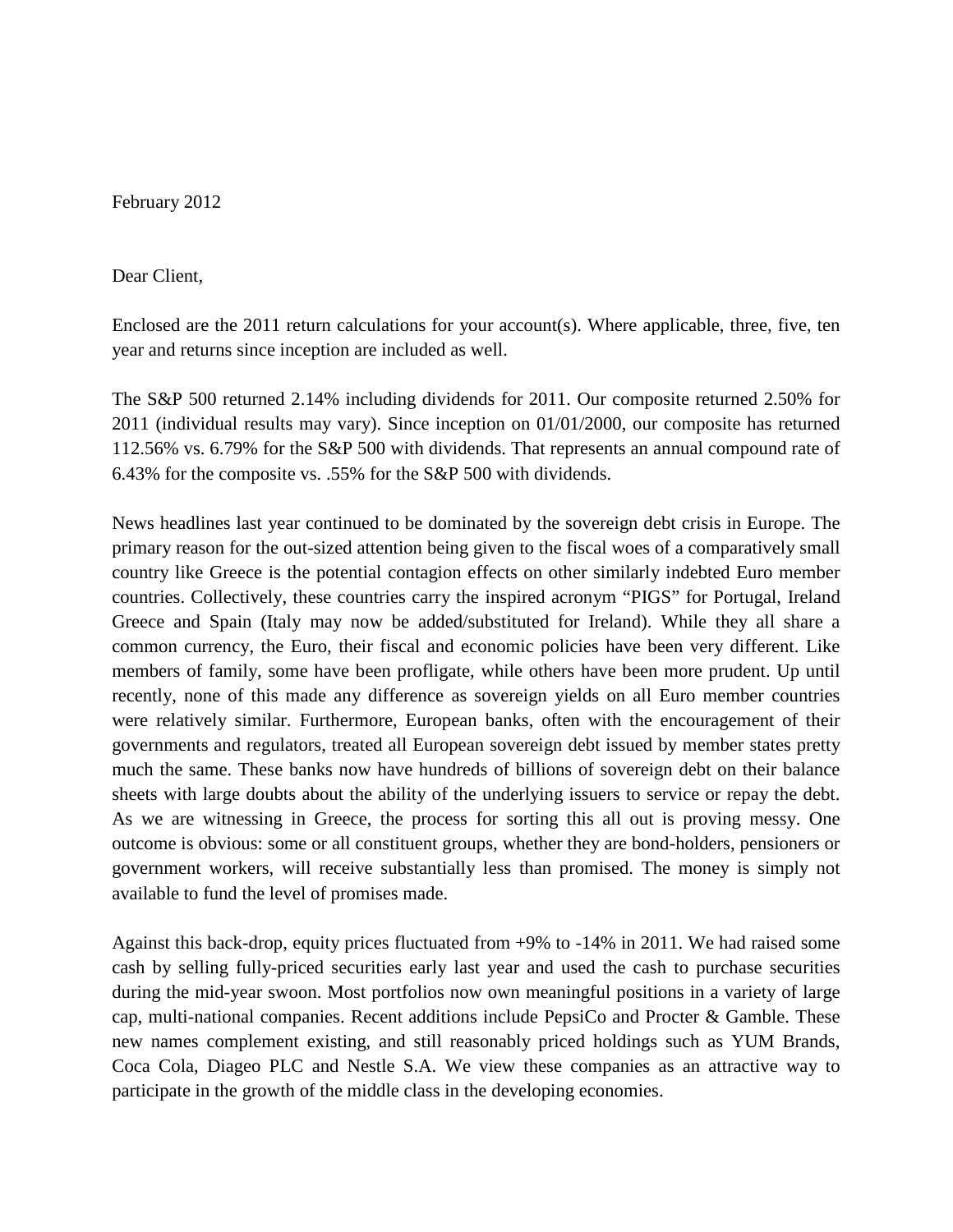February 2012

Dear Client,

Enclosed are the 2011 return calculations for your account(s). Where applicable, three, five, ten year and returns since inception are included as well.

The S&P 500 returned 2.14% including dividends for 2011. Our composite returned 2.50% for 2011 (individual results may vary). Since inception on 01/01/2000, our composite has returned 112.56% vs. 6.79% for the S&P 500 with dividends. That represents an annual compound rate of 6.43% for the composite vs. .55% for the S&P 500 with dividends.

News headlines last year continued to be dominated by the sovereign debt crisis in Europe. The primary reason for the out-sized attention being given to the fiscal woes of a comparatively small country like Greece is the potential contagion effects on other similarly indebted Euro member countries. Collectively, these countries carry the inspired acronym "PIGS" for Portugal, Ireland Greece and Spain (Italy may now be added/substituted for Ireland). While they all share a common currency, the Euro, their fiscal and economic policies have been very different. Like members of family, some have been profligate, while others have been more prudent. Up until recently, none of this made any difference as sovereign yields on all Euro member countries were relatively similar. Furthermore, European banks, often with the encouragement of their governments and regulators, treated all European sovereign debt issued by member states pretty much the same. These banks now have hundreds of billions of sovereign debt on their balance sheets with large doubts about the ability of the underlying issuers to service or repay the debt. As we are witnessing in Greece, the process for sorting this all out is proving messy. One outcome is obvious: some or all constituent groups, whether they are bond-holders, pensioners or government workers, will receive substantially less than promised. The money is simply not available to fund the level of promises made.

Against this back-drop, equity prices fluctuated from +9% to -14% in 2011. We had raised some cash by selling fully-priced securities early last year and used the cash to purchase securities during the mid-year swoon. Most portfolios now own meaningful positions in a variety of large cap, multi-national companies. Recent additions include PepsiCo and Procter & Gamble. These new names complement existing, and still reasonably priced holdings such as YUM Brands, Coca Cola, Diageo PLC and Nestle S.A. We view these companies as an attractive way to participate in the growth of the middle class in the developing economies.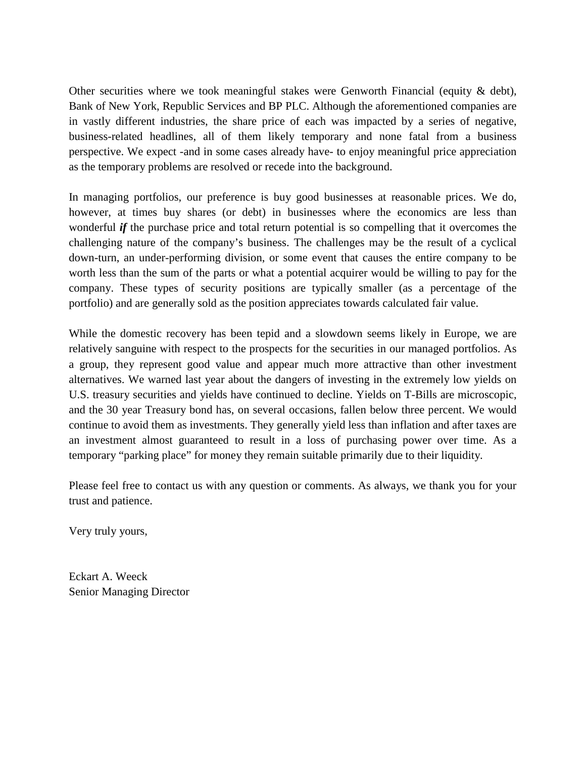Other securities where we took meaningful stakes were Genworth Financial (equity & debt), Bank of New York, Republic Services and BP PLC. Although the aforementioned companies are in vastly different industries, the share price of each was impacted by a series of negative, business-related headlines, all of them likely temporary and none fatal from a business perspective. We expect -and in some cases already have- to enjoy meaningful price appreciation as the temporary problems are resolved or recede into the background.

In managing portfolios, our preference is buy good businesses at reasonable prices. We do, however, at times buy shares (or debt) in businesses where the economics are less than wonderful ***if*** the purchase price and total return potential is so compelling that it overcomes the challenging nature of the company's business. The challenges may be the result of a cyclical down-turn, an under-performing division, or some event that causes the entire company to be worth less than the sum of the parts or what a potential acquirer would be willing to pay for the company. These types of security positions are typically smaller (as a percentage of the portfolio) and are generally sold as the position appreciates towards calculated fair value.

While the domestic recovery has been tepid and a slowdown seems likely in Europe, we are relatively sanguine with respect to the prospects for the securities in our managed portfolios. As a group, they represent good value and appear much more attractive than other investment alternatives. We warned last year about the dangers of investing in the extremely low yields on U.S. treasury securities and yields have continued to decline. Yields on T-Bills are microscopic, and the 30 year Treasury bond has, on several occasions, fallen below three percent. We would continue to avoid them as investments. They generally yield less than inflation and after taxes are an investment almost guaranteed to result in a loss of purchasing power over time. As a temporary "parking place" for money they remain suitable primarily due to their liquidity.

Please feel free to contact us with any question or comments. As always, we thank you for your trust and patience.

Very truly yours,

Eckart A. Weeck
Senior Managing Director